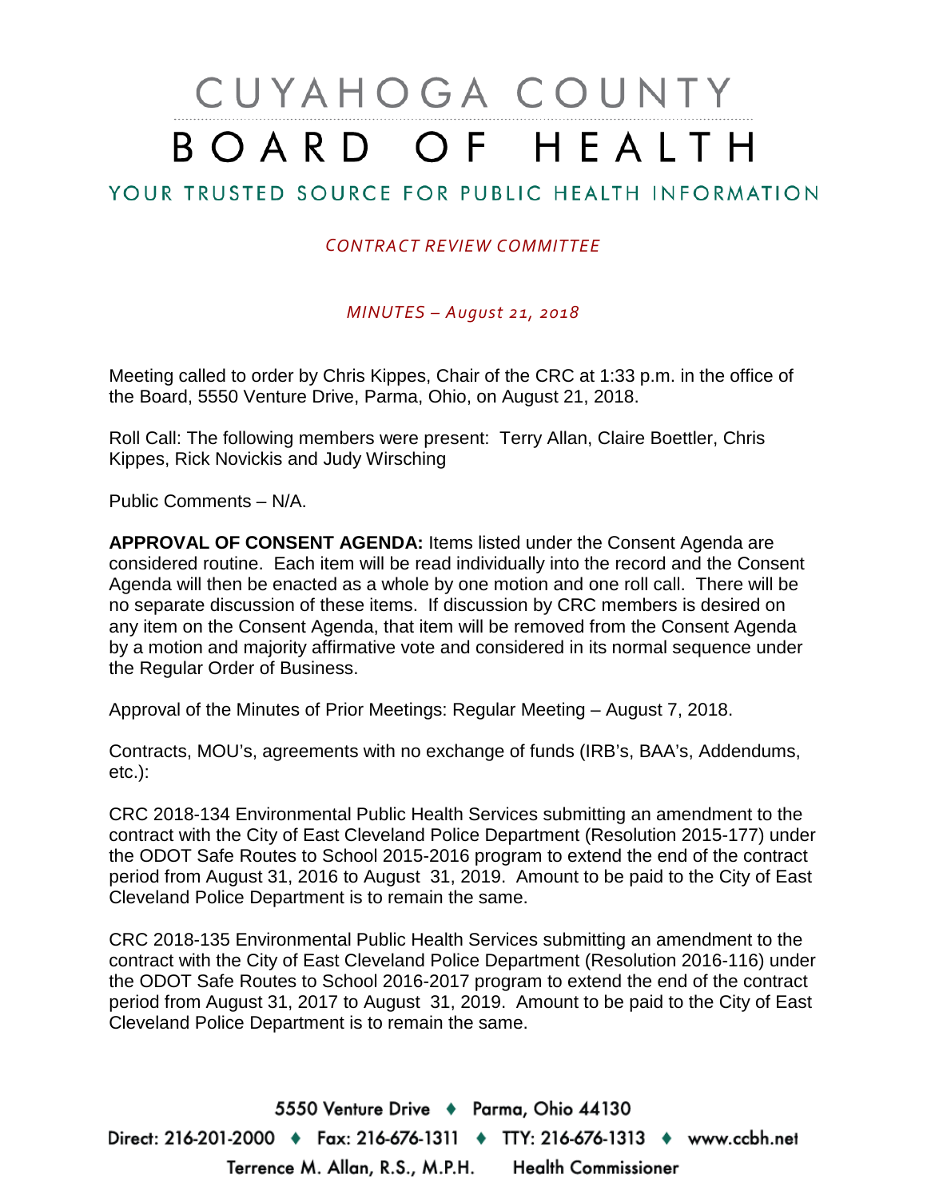# CUYAHOGA COUNTY BOARD OF HEALTH

## YOUR TRUSTED SOURCE FOR PUBLIC HEALTH INFORMATION

*CONTRACT REVIEW COMMITTEE*

*MINUTES – August 21, 2018*

Meeting called to order by Chris Kippes, Chair of the CRC at 1:33 p.m. in the office of the Board, 5550 Venture Drive, Parma, Ohio, on August 21, 2018.

Roll Call: The following members were present: Terry Allan, Claire Boettler, Chris Kippes, Rick Novickis and Judy Wirsching

Public Comments – N/A.

**APPROVAL OF CONSENT AGENDA:** Items listed under the Consent Agenda are considered routine. Each item will be read individually into the record and the Consent Agenda will then be enacted as a whole by one motion and one roll call. There will be no separate discussion of these items. If discussion by CRC members is desired on any item on the Consent Agenda, that item will be removed from the Consent Agenda by a motion and majority affirmative vote and considered in its normal sequence under the Regular Order of Business.

Approval of the Minutes of Prior Meetings: Regular Meeting – August 7, 2018.

Contracts, MOU's, agreements with no exchange of funds (IRB's, BAA's, Addendums, etc.):

CRC 2018-134 Environmental Public Health Services submitting an amendment to the contract with the City of East Cleveland Police Department (Resolution 2015-177) under the ODOT Safe Routes to School 2015-2016 program to extend the end of the contract period from August 31, 2016 to August 31, 2019. Amount to be paid to the City of East Cleveland Police Department is to remain the same.

CRC 2018-135 Environmental Public Health Services submitting an amendment to the contract with the City of East Cleveland Police Department (Resolution 2016-116) under the ODOT Safe Routes to School 2016-2017 program to extend the end of the contract period from August 31, 2017 to August 31, 2019. Amount to be paid to the City of East Cleveland Police Department is to remain the same.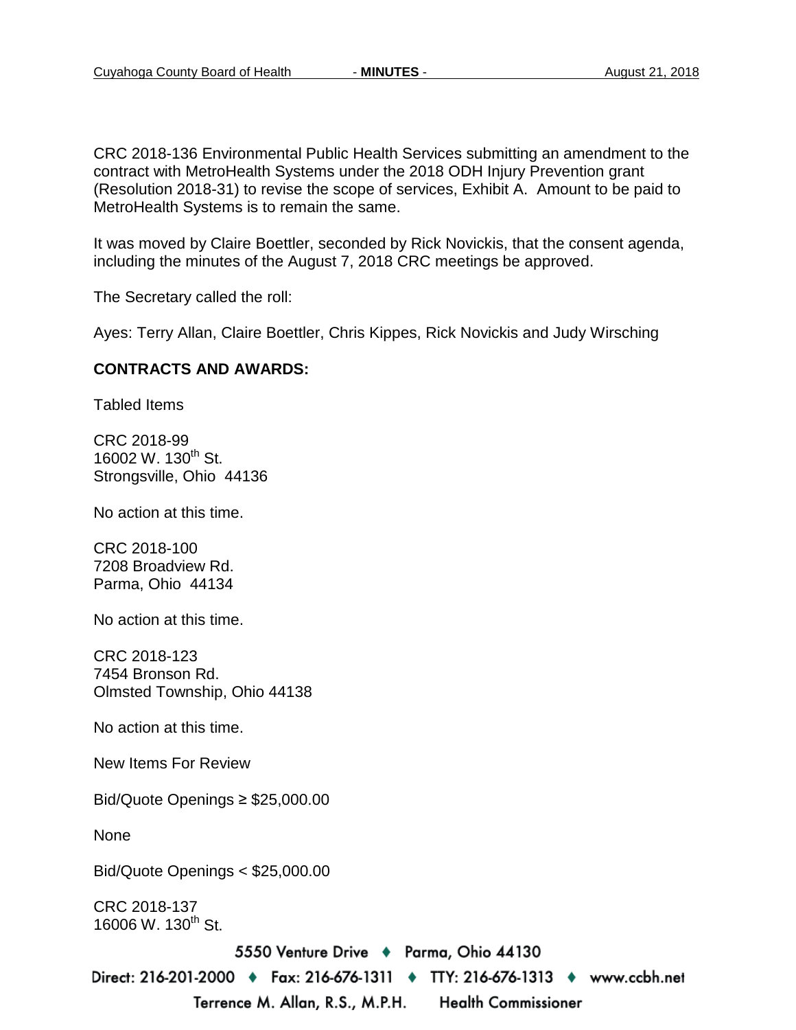CRC 2018-136 Environmental Public Health Services submitting an amendment to the contract with MetroHealth Systems under the 2018 ODH Injury Prevention grant (Resolution 2018-31) to revise the scope of services, Exhibit A. Amount to be paid to MetroHealth Systems is to remain the same.

It was moved by Claire Boettler, seconded by Rick Novickis, that the consent agenda, including the minutes of the August 7, 2018 CRC meetings be approved.

The Secretary called the roll:

Ayes: Terry Allan, Claire Boettler, Chris Kippes, Rick Novickis and Judy Wirsching

**CONTRACTS AND AWARDS:**

Tabled Items

CRC 2018-99
16002 W. 130th St.
Strongsville, Ohio 44136

No action at this time.

CRC 2018-100
7208 Broadview Rd.
Parma, Ohio 44134

No action at this time.

CRC 2018-123
7454 Bronson Rd.
Olmsted Township, Ohio 44138

No action at this time.

New Items For Review

Bid/Quote Openings ≥ $25,000.00

None

Bid/Quote Openings < $25,000.00

CRC 2018-137
16006 W. 130th St.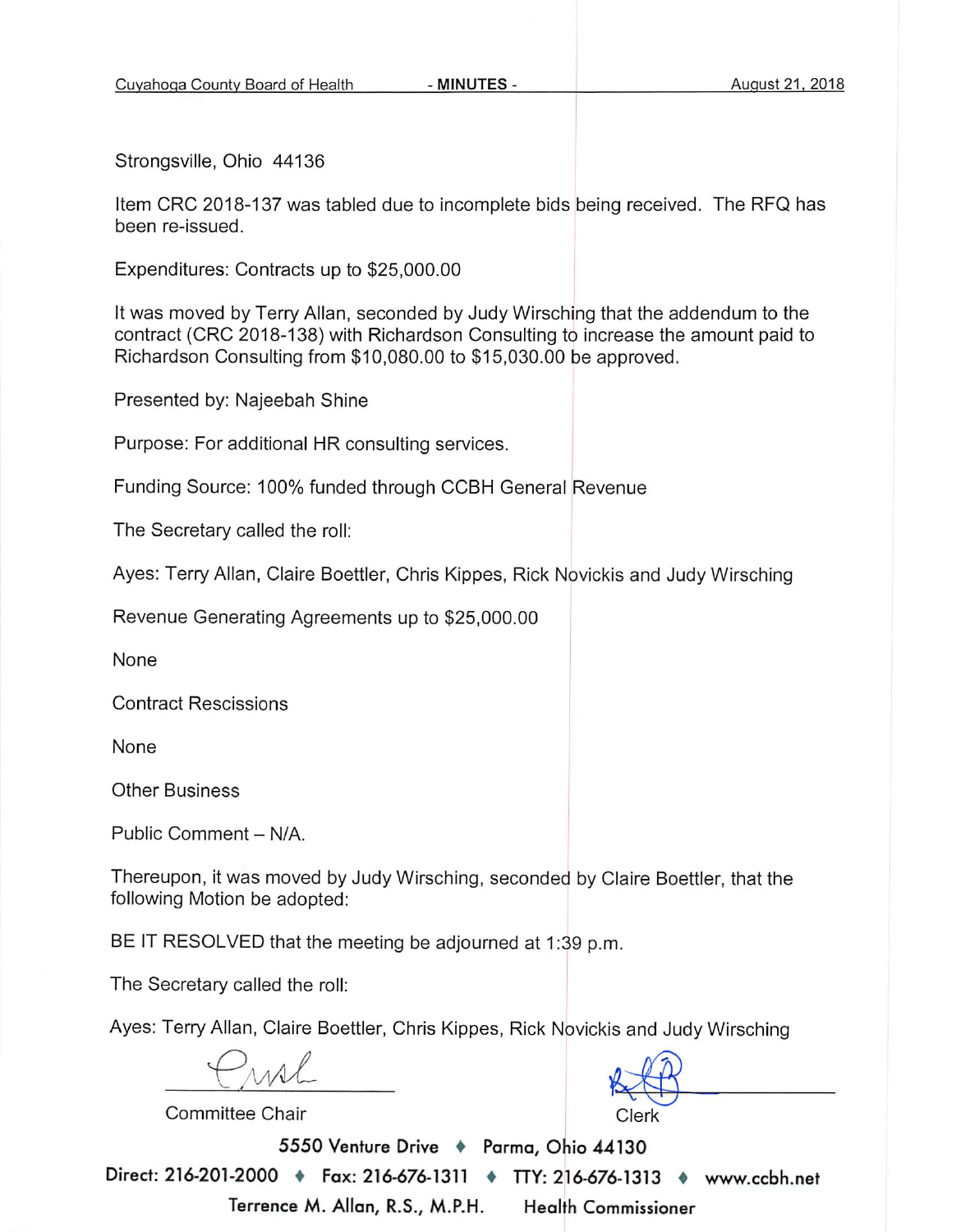Strongsville, Ohio 44136

Item CRC 2018-137 was tabled due to incomplete bids being received. The RFQ has been re-issued.

Expenditures: Contracts up to $25,000.00

It was moved by Terry Allan, seconded by Judy Wirsching that the addendum to the contract (CRC 2018-138) with Richardson Consulting to increase the amount paid to Richardson Consulting from $10,080.00 to $15,030.00 be approved.

Presented by: Najeebah Shine

Purpose: For additional HR consulting services.

Funding Source: 100% funded through CCBH General Revenue

The Secretary called the roll:

Ayes: Terry Allan, Claire Boettler, Chris Kippes, Rick Novickis and Judy Wirsching

Revenue Generating Agreements up to $25,000.00

None

Contract Rescissions

None

Other Business

Public Comment – N/A.

Thereupon, it was moved by Judy Wirsching, seconded by Claire Boettler, that the following Motion be adopted:

BE IT RESOLVED that the meeting be adjourned at 1:39 p.m.

The Secretary called the roll:

Ayes: Terry Allan, Claire Boettler, Chris Kippes, Rick Novickis and Judy Wirsching

Committee Chair

Clerk